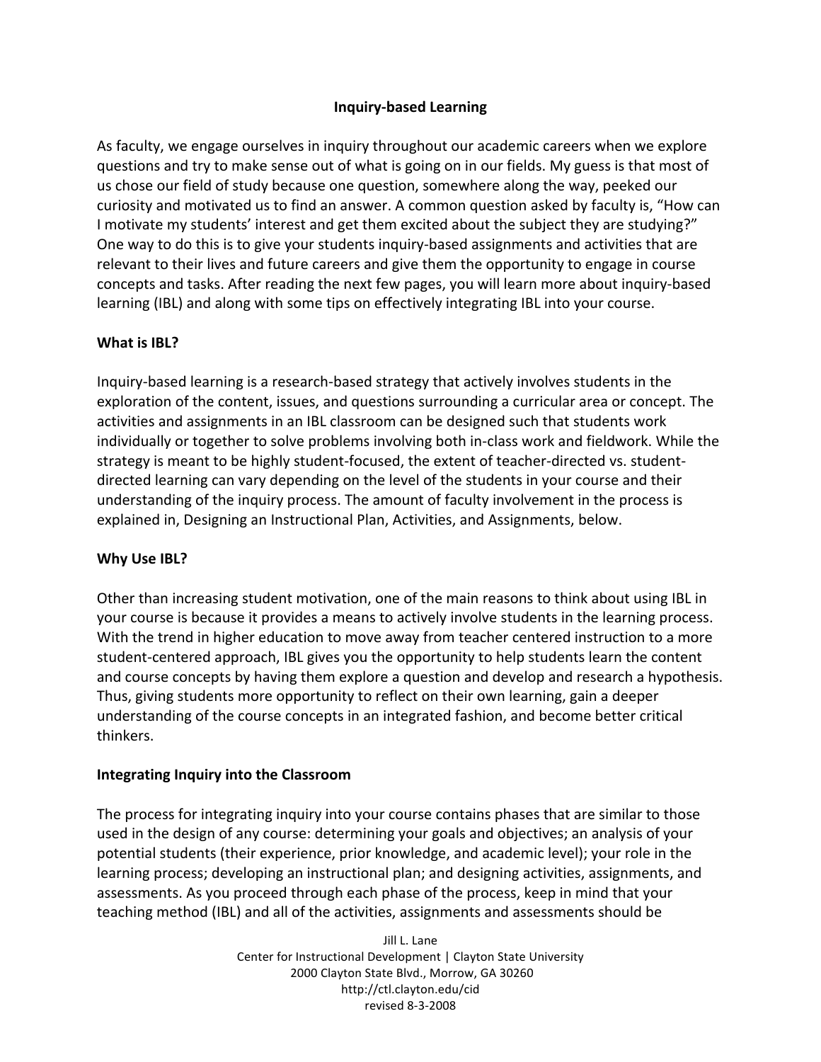# Inquiry-based Learning

As faculty, we engage ourselves in inquiry throughout our academic careers when we explore questions and try to make sense out of what is going on in our fields. My guess is that most of us chose our field of study because one question, somewhere along the way, peeked our curiosity and motivated us to find an answer. A common question asked by faculty is, "How can I motivate my students' interest and get them excited about the subject they are studying?" One way to do this is to give your students inquiry-based assignments and activities that are relevant to their lives and future careers and give them the opportunity to engage in course concepts and tasks. After reading the next few pages, you will learn more about inquiry-based learning (IBL) and along with some tips on effectively integrating IBL into your course.

## What is IBL?

Inquiry-based learning is a research-based strategy that actively involves students in the exploration of the content, issues, and questions surrounding a curricular area or concept. The activities and assignments in an IBL classroom can be designed such that students work individually or together to solve problems involving both in-class work and fieldwork. While the strategy is meant to be highly student-focused, the extent of teacher-directed vs. student-directed learning can vary depending on the level of the students in your course and their understanding of the inquiry process. The amount of faculty involvement in the process is explained in, Designing an Instructional Plan, Activities, and Assignments, below.

## Why Use IBL?

Other than increasing student motivation, one of the main reasons to think about using IBL in your course is because it provides a means to actively involve students in the learning process. With the trend in higher education to move away from teacher centered instruction to a more student-centered approach, IBL gives you the opportunity to help students learn the content and course concepts by having them explore a question and develop and research a hypothesis. Thus, giving students more opportunity to reflect on their own learning, gain a deeper understanding of the course concepts in an integrated fashion, and become better critical thinkers.

## Integrating Inquiry into the Classroom

The process for integrating inquiry into your course contains phases that are similar to those used in the design of any course: determining your goals and objectives; an analysis of your potential students (their experience, prior knowledge, and academic level); your role in the learning process; developing an instructional plan; and designing activities, assignments, and assessments. As you proceed through each phase of the process, keep in mind that your teaching method (IBL) and all of the activities, assignments and assessments should be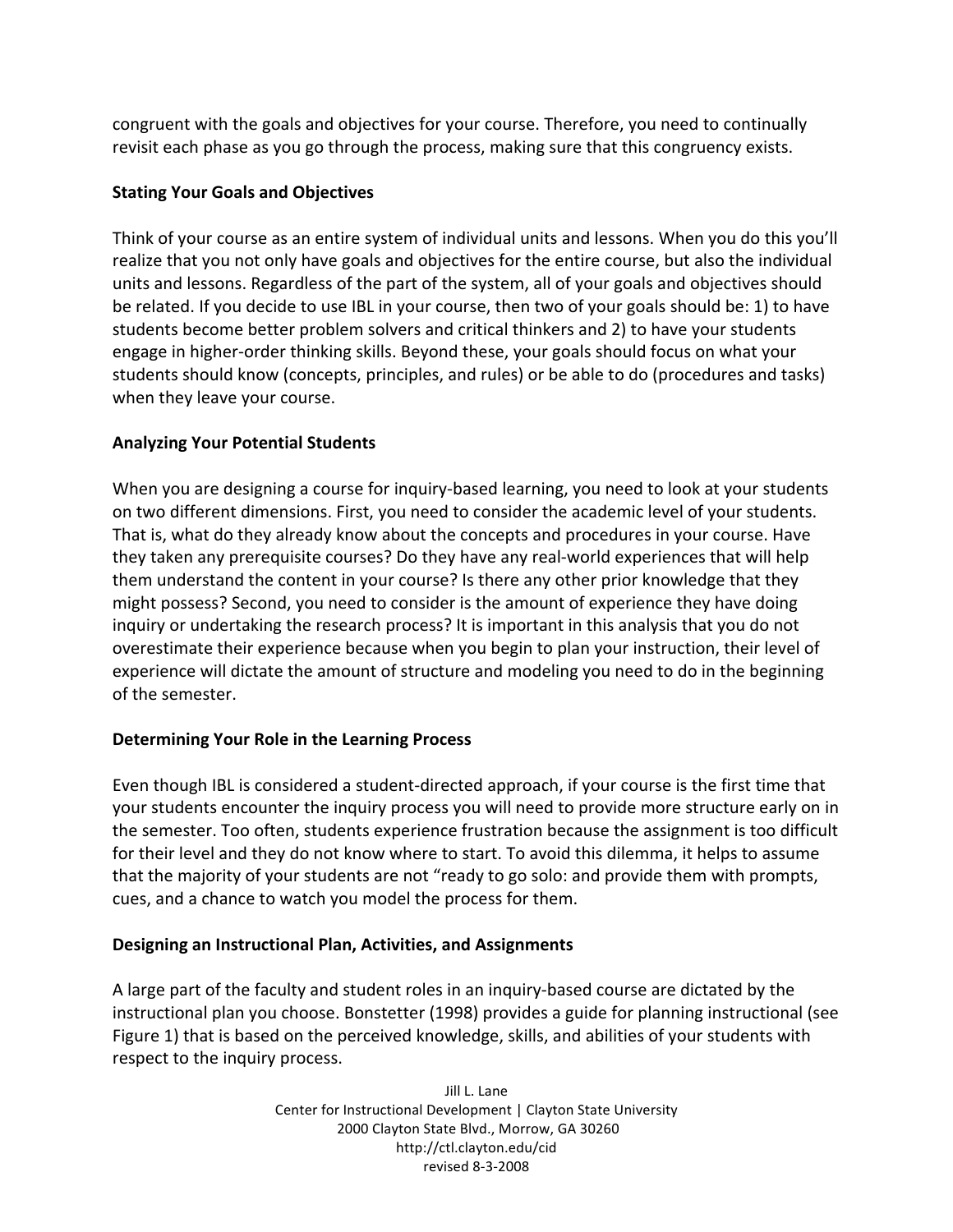congruent with the goals and objectives for your course. Therefore, you need to continually revisit each phase as you go through the process, making sure that this congruency exists.

**Stating Your Goals and Objectives**

Think of your course as an entire system of individual units and lessons. When you do this you'll realize that you not only have goals and objectives for the entire course, but also the individual units and lessons. Regardless of the part of the system, all of your goals and objectives should be related. If you decide to use IBL in your course, then two of your goals should be: 1) to have students become better problem solvers and critical thinkers and 2) to have your students engage in higher-order thinking skills. Beyond these, your goals should focus on what your students should know (concepts, principles, and rules) or be able to do (procedures and tasks) when they leave your course.

**Analyzing Your Potential Students**

When you are designing a course for inquiry-based learning, you need to look at your students on two different dimensions. First, you need to consider the academic level of your students. That is, what do they already know about the concepts and procedures in your course. Have they taken any prerequisite courses? Do they have any real-world experiences that will help them understand the content in your course? Is there any other prior knowledge that they might possess? Second, you need to consider is the amount of experience they have doing inquiry or undertaking the research process? It is important in this analysis that you do not overestimate their experience because when you begin to plan your instruction, their level of experience will dictate the amount of structure and modeling you need to do in the beginning of the semester.

**Determining Your Role in the Learning Process**

Even though IBL is considered a student-directed approach, if your course is the first time that your students encounter the inquiry process you will need to provide more structure early on in the semester. Too often, students experience frustration because the assignment is too difficult for their level and they do not know where to start. To avoid this dilemma, it helps to assume that the majority of your students are not "ready to go solo: and provide them with prompts, cues, and a chance to watch you model the process for them.

**Designing an Instructional Plan, Activities, and Assignments**

A large part of the faculty and student roles in an inquiry-based course are dictated by the instructional plan you choose. Bonstetter (1998) provides a guide for planning instructional (see Figure 1) that is based on the perceived knowledge, skills, and abilities of your students with respect to the inquiry process.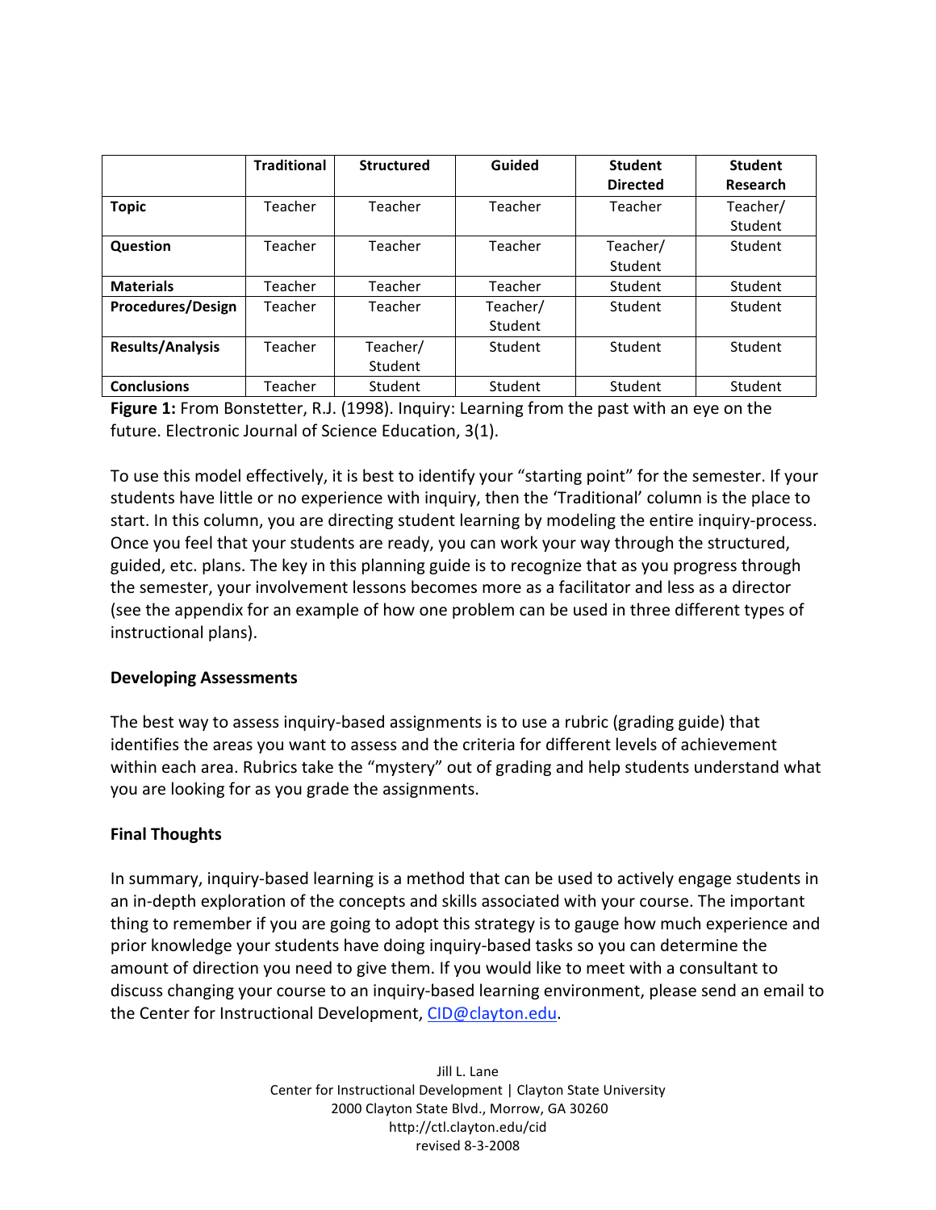| | Traditional | Structured | Guided | Student Directed | Student Research |
|---|---|---|---|---|---|
| **Topic** | Teacher | Teacher | Teacher | Teacher | Teacher/ Student |
| **Question** | Teacher | Teacher | Teacher | Teacher/ Student | Student |
| **Materials** | Teacher | Teacher | Teacher | Student | Student |
| **Procedures/Design** | Teacher | Teacher | Teacher/ Student | Student | Student |
| **Results/Analysis** | Teacher | Teacher/ Student | Student | Student | Student |
| **Conclusions** | Teacher | Student | Student | Student | Student |

**Figure 1:** From Bonstetter, R.J. (1998). Inquiry: Learning from the past with an eye on the future. Electronic Journal of Science Education, 3(1).

To use this model effectively, it is best to identify your "starting point" for the semester. If your students have little or no experience with inquiry, then the 'Traditional' column is the place to start. In this column, you are directing student learning by modeling the entire inquiry-process. Once you feel that your students are ready, you can work your way through the structured, guided, etc. plans. The key in this planning guide is to recognize that as you progress through the semester, your involvement lessons becomes more as a facilitator and less as a director (see the appendix for an example of how one problem can be used in three different types of instructional plans).

## Developing Assessments

The best way to assess inquiry-based assignments is to use a rubric (grading guide) that identifies the areas you want to assess and the criteria for different levels of achievement within each area. Rubrics take the "mystery" out of grading and help students understand what you are looking for as you grade the assignments.

## Final Thoughts

In summary, inquiry-based learning is a method that can be used to actively engage students in an in-depth exploration of the concepts and skills associated with your course. The important thing to remember if you are going to adopt this strategy is to gauge how much experience and prior knowledge your students have doing inquiry-based tasks so you can determine the amount of direction you need to give them. If you would like to meet with a consultant to discuss changing your course to an inquiry-based learning environment, please send an email to the Center for Instructional Development, CID@clayton.edu.

Jill L. Lane
Center for Instructional Development | Clayton State University
2000 Clayton State Blvd., Morrow, GA 30260
http://ctl.clayton.edu/cid
revised 8-3-2008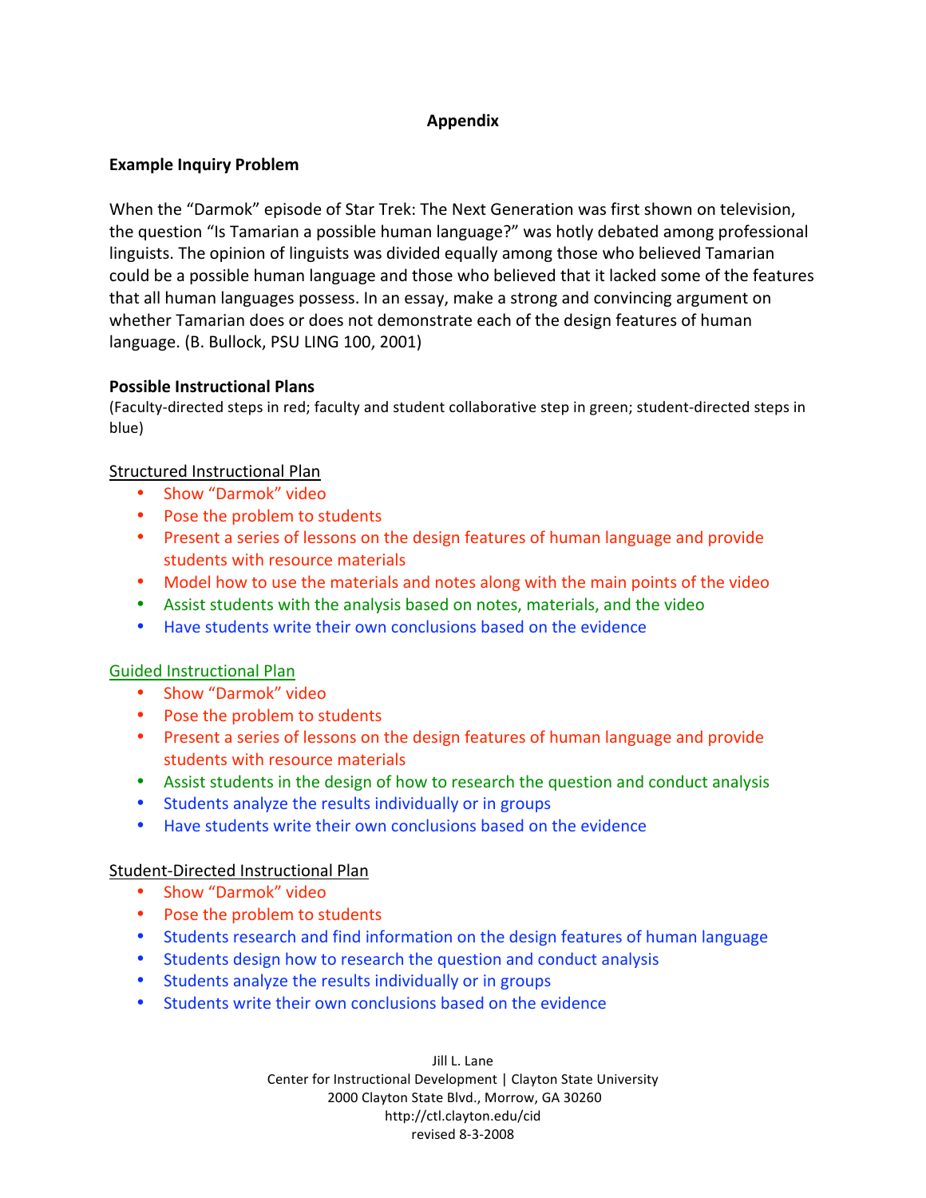# Appendix

## Example Inquiry Problem

When the "Darmok" episode of Star Trek: The Next Generation was first shown on television, the question "Is Tamarian a possible human language?" was hotly debated among professional linguists. The opinion of linguists was divided equally among those who believed Tamarian could be a possible human language and those who believed that it lacked some of the features that all human languages possess. In an essay, make a strong and convincing argument on whether Tamarian does or does not demonstrate each of the design features of human language. (B. Bullock, PSU LING 100, 2001)

## Possible Instructional Plans

(Faculty-directed steps in red; faculty and student collaborative step in green; student-directed steps in blue)

### Structured Instructional Plan

- Show "Darmok" video
- Pose the problem to students
- Present a series of lessons on the design features of human language and provide students with resource materials
- Model how to use the materials and notes along with the main points of the video
- Assist students with the analysis based on notes, materials, and the video
- Have students write their own conclusions based on the evidence

### Guided Instructional Plan

- Show "Darmok" video
- Pose the problem to students
- Present a series of lessons on the design features of human language and provide students with resource materials
- Assist students in the design of how to research the question and conduct analysis
- Students analyze the results individually or in groups
- Have students write their own conclusions based on the evidence

### Student-Directed Instructional Plan

- Show "Darmok" video
- Pose the problem to students
- Students research and find information on the design features of human language
- Students design how to research the question and conduct analysis
- Students analyze the results individually or in groups
- Students write their own conclusions based on the evidence

Jill L. Lane
Center for Instructional Development | Clayton State University
2000 Clayton State Blvd., Morrow, GA 30260
http://ctl.clayton.edu/cid
revised 8-3-2008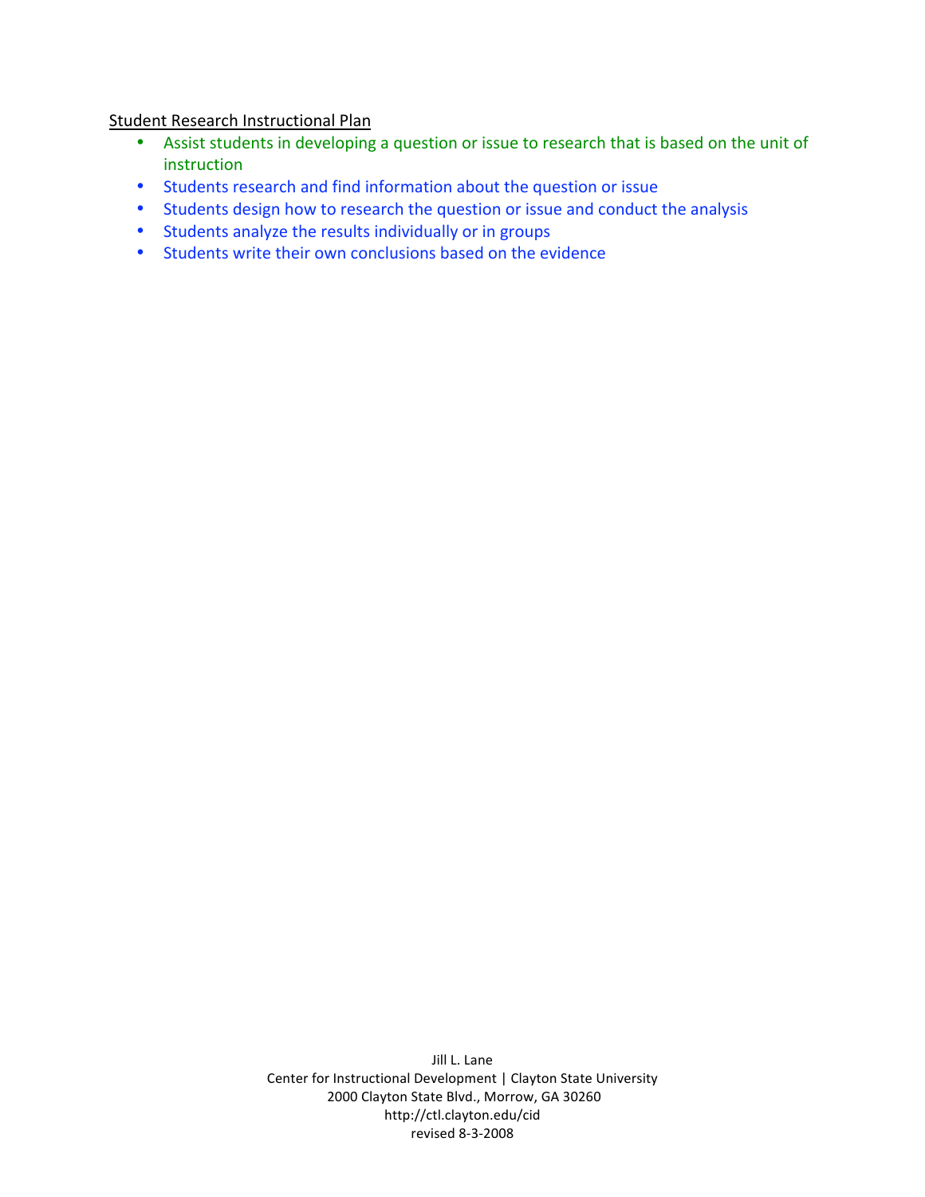Student Research Instructional Plan

- Assist students in developing a question or issue to research that is based on the unit of instruction
- Students research and find information about the question or issue
- Students design how to research the question or issue and conduct the analysis
- Students analyze the results individually or in groups
- Students write their own conclusions based on the evidence